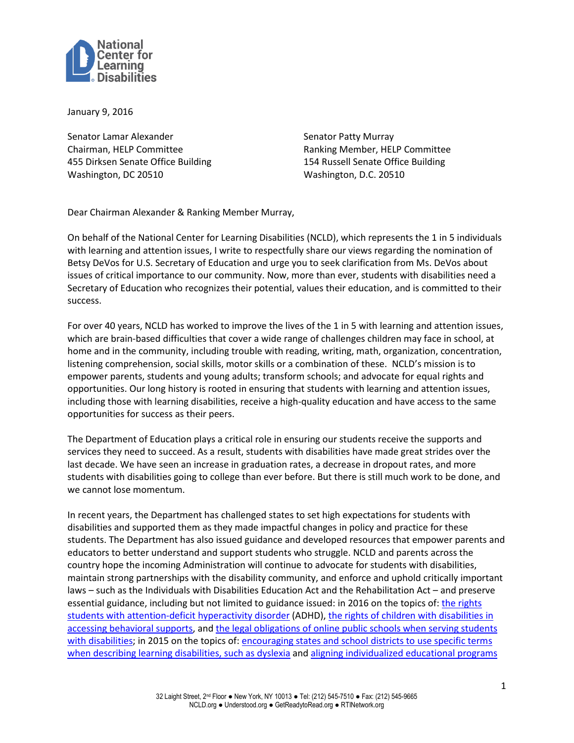National Center for Learning Disabilities

January 9, 2016

Senator Lamar Alexander
Chairman, HELP Committee
455 Dirksen Senate Office Building
Washington, DC 20510

Senator Patty Murray
Ranking Member, HELP Committee
154 Russell Senate Office Building
Washington, D.C. 20510

Dear Chairman Alexander & Ranking Member Murray,

On behalf of the National Center for Learning Disabilities (NCLD), which represents the 1 in 5 individuals with learning and attention issues, I write to respectfully share our views regarding the nomination of Betsy DeVos for U.S. Secretary of Education and urge you to seek clarification from Ms. DeVos about issues of critical importance to our community. Now, more than ever, students with disabilities need a Secretary of Education who recognizes their potential, values their education, and is committed to their success.

For over 40 years, NCLD has worked to improve the lives of the 1 in 5 with learning and attention issues, which are brain-based difficulties that cover a wide range of challenges children may face in school, at home and in the community, including trouble with reading, writing, math, organization, concentration, listening comprehension, social skills, motor skills or a combination of these. NCLD's mission is to empower parents, students and young adults; transform schools; and advocate for equal rights and opportunities. Our long history is rooted in ensuring that students with learning and attention issues, including those with learning disabilities, receive a high-quality education and have access to the same opportunities for success as their peers.

The Department of Education plays a critical role in ensuring our students receive the supports and services they need to succeed. As a result, students with disabilities have made great strides over the last decade. We have seen an increase in graduation rates, a decrease in dropout rates, and more students with disabilities going to college than ever before. But there is still much work to be done, and we cannot lose momentum.

In recent years, the Department has challenged states to set high expectations for students with disabilities and supported them as they made impactful changes in policy and practice for these students. The Department has also issued guidance and developed resources that empower parents and educators to better understand and support students who struggle. NCLD and parents across the country hope the incoming Administration will continue to advocate for students with disabilities, maintain strong partnerships with the disability community, and enforce and uphold critically important laws – such as the Individuals with Disabilities Education Act and the Rehabilitation Act – and preserve essential guidance, including but not limited to guidance issued: in 2016 on the topics of: the rights students with attention-deficit hyperactivity disorder (ADHD), the rights of children with disabilities in accessing behavioral supports, and the legal obligations of online public schools when serving students with disabilities; in 2015 on the topics of: encouraging states and school districts to use specific terms when describing learning disabilities, such as dyslexia and aligning individualized educational programs

32 Laight Street, 2nd Floor ● New York, NY 10013 ● Tel: (212) 545-7510 ● Fax: (212) 545-9665
NCLD.org ● Understood.org ● GetReadytoRead.org ● RTINetwork.org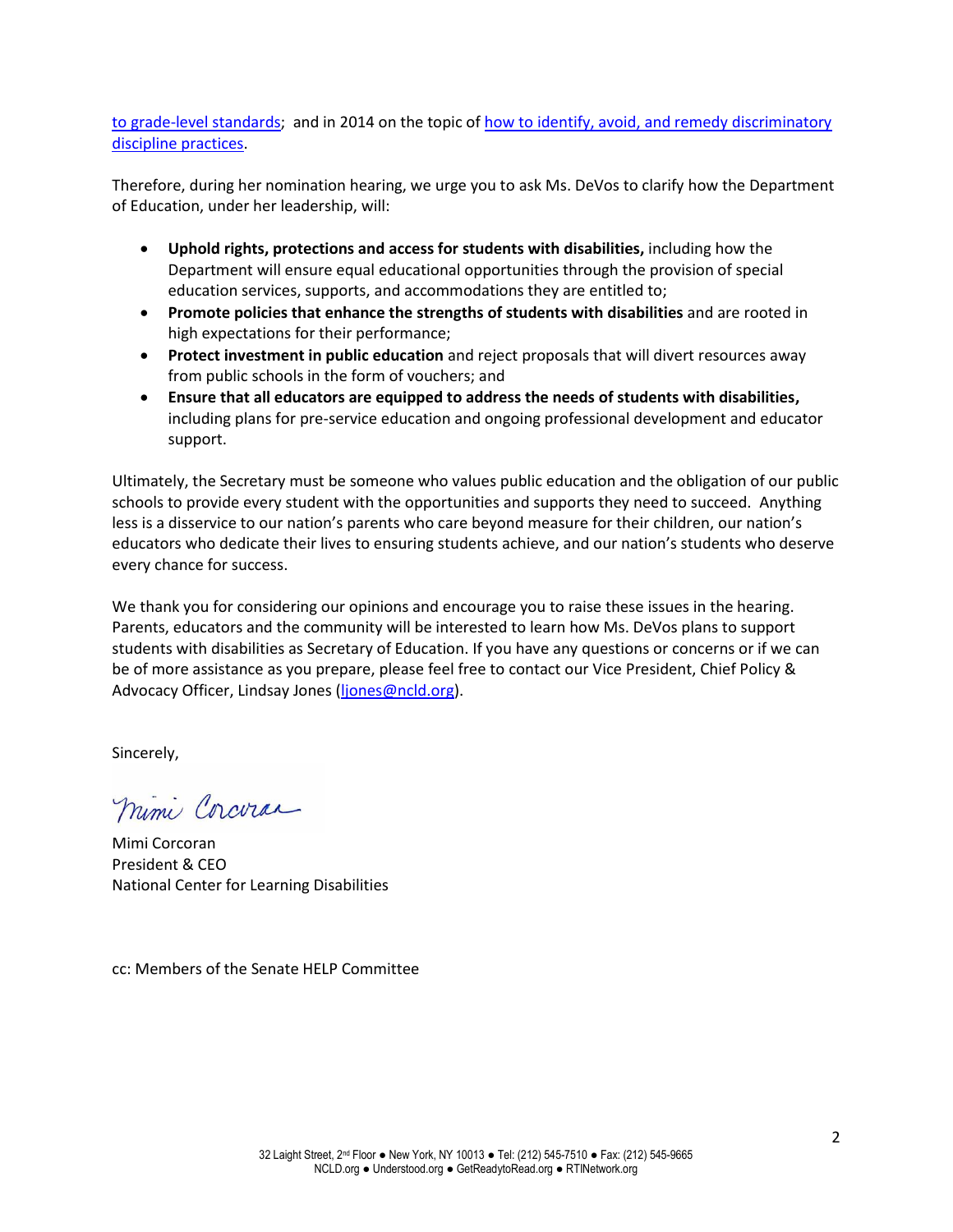to grade-level standards; and in 2014 on the topic of how to identify, avoid, and remedy discriminatory discipline practices.

Therefore, during her nomination hearing, we urge you to ask Ms. DeVos to clarify how the Department of Education, under her leadership, will:

- **Uphold rights, protections and access for students with disabilities,** including how the Department will ensure equal educational opportunities through the provision of special education services, supports, and accommodations they are entitled to;
- **Promote policies that enhance the strengths of students with disabilities** and are rooted in high expectations for their performance;
- **Protect investment in public education** and reject proposals that will divert resources away from public schools in the form of vouchers; and
- **Ensure that all educators are equipped to address the needs of students with disabilities,** including plans for pre-service education and ongoing professional development and educator support.

Ultimately, the Secretary must be someone who values public education and the obligation of our public schools to provide every student with the opportunities and supports they need to succeed. Anything less is a disservice to our nation's parents who care beyond measure for their children, our nation's educators who dedicate their lives to ensuring students achieve, and our nation's students who deserve every chance for success.

We thank you for considering our opinions and encourage you to raise these issues in the hearing. Parents, educators and the community will be interested to learn how Ms. DeVos plans to support students with disabilities as Secretary of Education. If you have any questions or concerns or if we can be of more assistance as you prepare, please feel free to contact our Vice President, Chief Policy & Advocacy Officer, Lindsay Jones (ljones@ncld.org).

Sincerely,

Mimi Corcoran

Mimi Corcoran
President & CEO
National Center for Learning Disabilities

cc: Members of the Senate HELP Committee

32 Laight Street, 2nd Floor ● New York, NY 10013 ● Tel: (212) 545-7510 ● Fax: (212) 545-9665
NCLD.org ● Understood.org ● GetReadytoRead.org ● RTINetwork.org